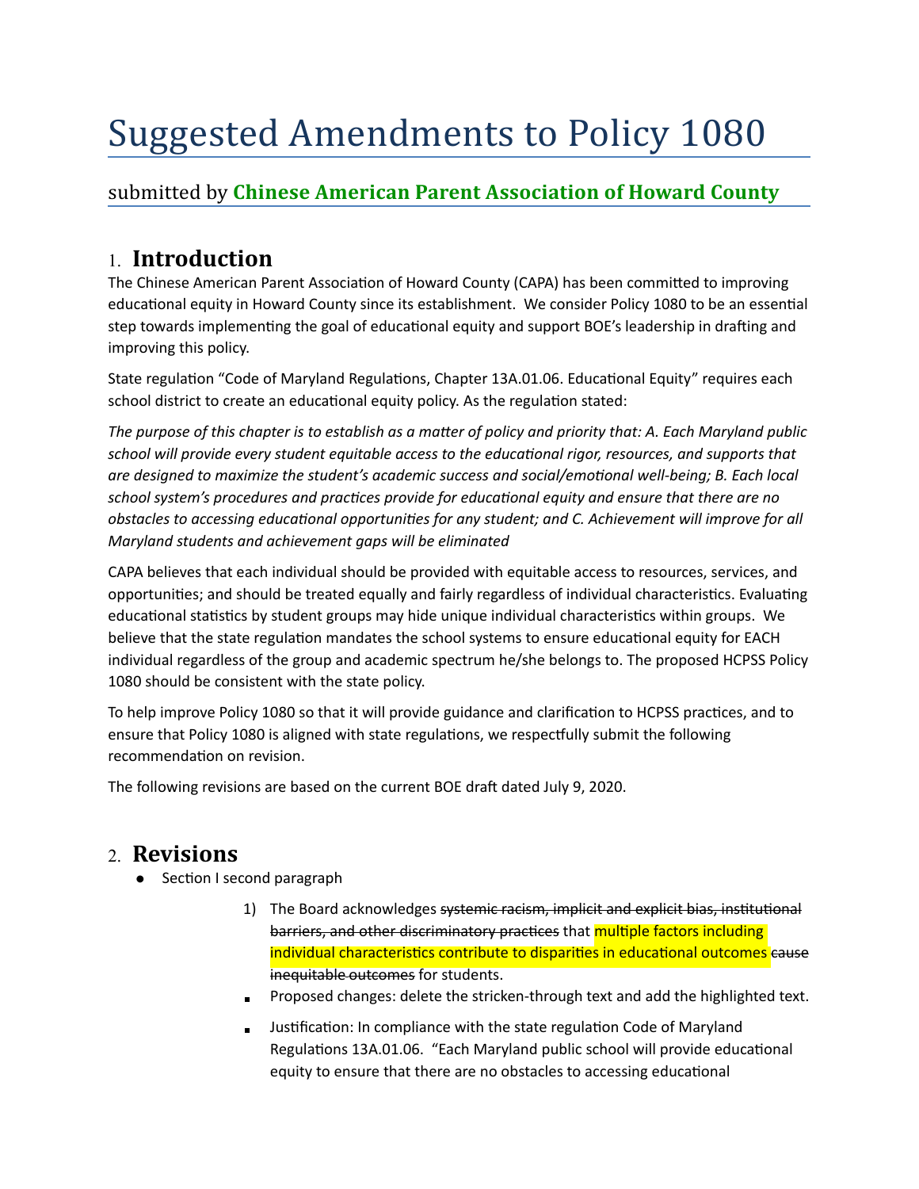# Suggested Amendments to Policy 1080

## submitted by **Chinese American Parent Association of Howard County**

## 1. Introduction

The Chinese American Parent Association of Howard County (CAPA) has been committed to improving educational equity in Howard County since its establishment. We consider Policy 1080 to be an essential step towards implementing the goal of educational equity and support BOE's leadership in drafting and improving this policy.

State regulation "Code of Maryland Regulations, Chapter 13A.01.06. Educational Equity" requires each school district to create an educational equity policy. As the regulation stated:

*The purpose of this chapter is to establish as a matter of policy and priority that: A. Each Maryland public school will provide every student equitable access to the educational rigor, resources, and supports that are designed to maximize the student's academic success and social/emotional well-being; B. Each local school system's procedures and practices provide for educational equity and ensure that there are no obstacles to accessing educational opportunities for any student; and C. Achievement will improve for all Maryland students and achievement gaps will be eliminated*

CAPA believes that each individual should be provided with equitable access to resources, services, and opportunities; and should be treated equally and fairly regardless of individual characteristics. Evaluating educational statistics by student groups may hide unique individual characteristics within groups. We believe that the state regulation mandates the school systems to ensure educational equity for EACH individual regardless of the group and academic spectrum he/she belongs to. The proposed HCPSS Policy 1080 should be consistent with the state policy.

To help improve Policy 1080 so that it will provide guidance and clarification to HCPSS practices, and to ensure that Policy 1080 is aligned with state regulations, we respectfully submit the following recommendation on revision.

The following revisions are based on the current BOE draft dated July 9, 2020.

## 2. Revisions

- Section I second paragraph
  1) The Board acknowledges ~~systemic racism, implicit and explicit bias, institutional barriers, and other discriminatory practices~~ that multiple factors including individual characteristics contribute to disparities in educational outcomes ~~cause inequitable outcomes~~ for students.
  - Proposed changes: delete the stricken-through text and add the highlighted text.
  - Justification: In compliance with the state regulation Code of Maryland Regulations 13A.01.06. "Each Maryland public school will provide educational equity to ensure that there are no obstacles to accessing educational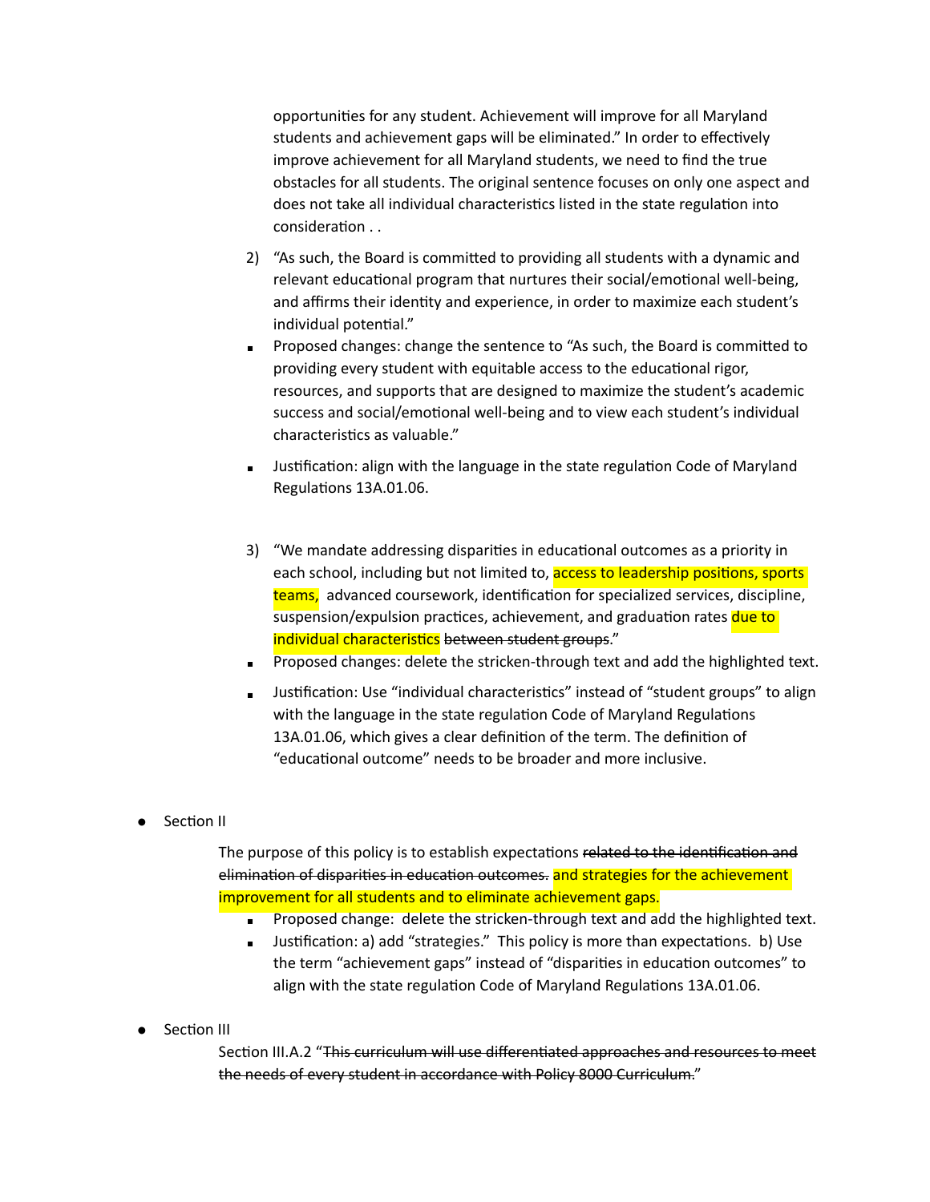opportunities for any student. Achievement will improve for all Maryland students and achievement gaps will be eliminated." In order to effectively improve achievement for all Maryland students, we need to find the true obstacles for all students. The original sentence focuses on only one aspect and does not take all individual characteristics listed in the state regulation into consideration . .

2) "As such, the Board is committed to providing all students with a dynamic and relevant educational program that nurtures their social/emotional well-being, and affirms their identity and experience, in order to maximize each student's individual potential."

   - Proposed changes: change the sentence to "As such, the Board is committed to providing every student with equitable access to the educational rigor, resources, and supports that are designed to maximize the student's academic success and social/emotional well-being and to view each student's individual characteristics as valuable."
   - Justification: align with the language in the state regulation Code of Maryland Regulations 13A.01.06.

3) "We mandate addressing disparities in educational outcomes as a priority in each school, including but not limited to, access to leadership positions, sports teams, advanced coursework, identification for specialized services, discipline, suspension/expulsion practices, achievement, and graduation rates due to individual characteristics ~~between student groups~~."

   - Proposed changes: delete the stricken-through text and add the highlighted text.
   - Justification: Use "individual characteristics" instead of "student groups" to align with the language in the state regulation Code of Maryland Regulations 13A.01.06, which gives a clear definition of the term. The definition of "educational outcome" needs to be broader and more inclusive.

- Section II

  The purpose of this policy is to establish expectations ~~related to the identification and elimination of disparities in education outcomes.~~ and strategies for the achievement improvement for all students and to eliminate achievement gaps.

  - Proposed change: delete the stricken-through text and add the highlighted text.
  - Justification: a) add "strategies." This policy is more than expectations. b) Use the term "achievement gaps" instead of "disparities in education outcomes" to align with the state regulation Code of Maryland Regulations 13A.01.06.

- Section III

  Section III.A.2 "~~This curriculum will use differentiated approaches and resources to meet the needs of every student in accordance with Policy 8000 Curriculum.~~"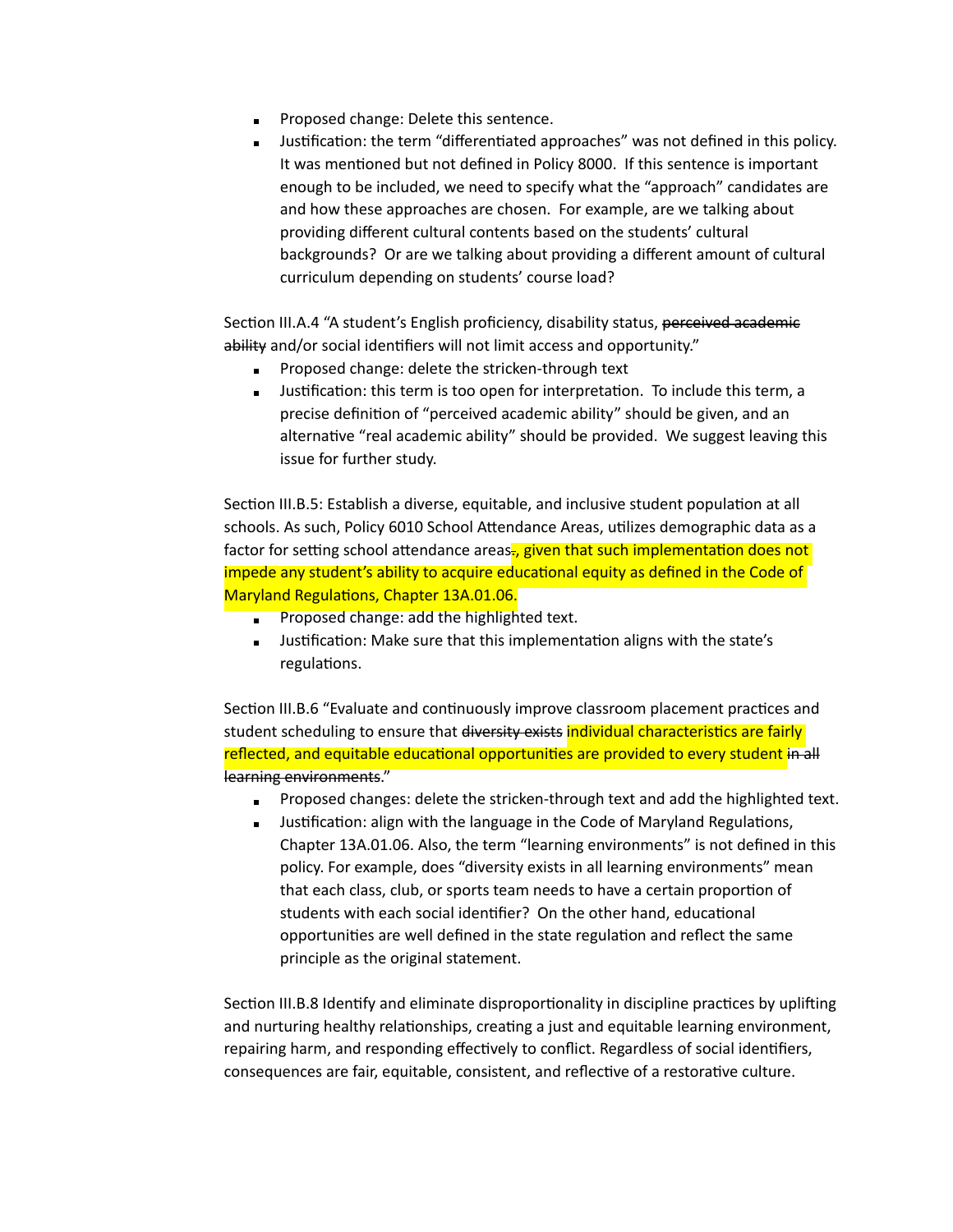- Proposed change: Delete this sentence.
- Justification: the term "differentiated approaches" was not defined in this policy. It was mentioned but not defined in Policy 8000. If this sentence is important enough to be included, we need to specify what the "approach" candidates are and how these approaches are chosen. For example, are we talking about providing different cultural contents based on the students' cultural backgrounds? Or are we talking about providing a different amount of cultural curriculum depending on students' course load?

Section III.A.4 "A student's English proficiency, disability status, ~~perceived academic ability~~ and/or social identifiers will not limit access and opportunity."

- Proposed change: delete the stricken-through text
- Justification: this term is too open for interpretation. To include this term, a precise definition of "perceived academic ability" should be given, and an alternative "real academic ability" should be provided. We suggest leaving this issue for further study.

Section III.B.5: Establish a diverse, equitable, and inclusive student population at all schools. As such, Policy 6010 School Attendance Areas, utilizes demographic data as a factor for setting school attendance areas~~.~~==, given that such implementation does not impede any student's ability to acquire educational equity as defined in the Code of Maryland Regulations, Chapter 13A.01.06.==

- Proposed change: add the highlighted text.
- Justification: Make sure that this implementation aligns with the state's regulations.

Section III.B.6 "Evaluate and continuously improve classroom placement practices and student scheduling to ensure that ~~diversity exists~~ ==individual characteristics are fairly reflected, and equitable educational opportunities are provided to every student== ~~in all learning environments~~."

- Proposed changes: delete the stricken-through text and add the highlighted text.
- Justification: align with the language in the Code of Maryland Regulations, Chapter 13A.01.06. Also, the term "learning environments" is not defined in this policy. For example, does "diversity exists in all learning environments" mean that each class, club, or sports team needs to have a certain proportion of students with each social identifier? On the other hand, educational opportunities are well defined in the state regulation and reflect the same principle as the original statement.

Section III.B.8 Identify and eliminate disproportionality in discipline practices by uplifting and nurturing healthy relationships, creating a just and equitable learning environment, repairing harm, and responding effectively to conflict. Regardless of social identifiers, consequences are fair, equitable, consistent, and reflective of a restorative culture.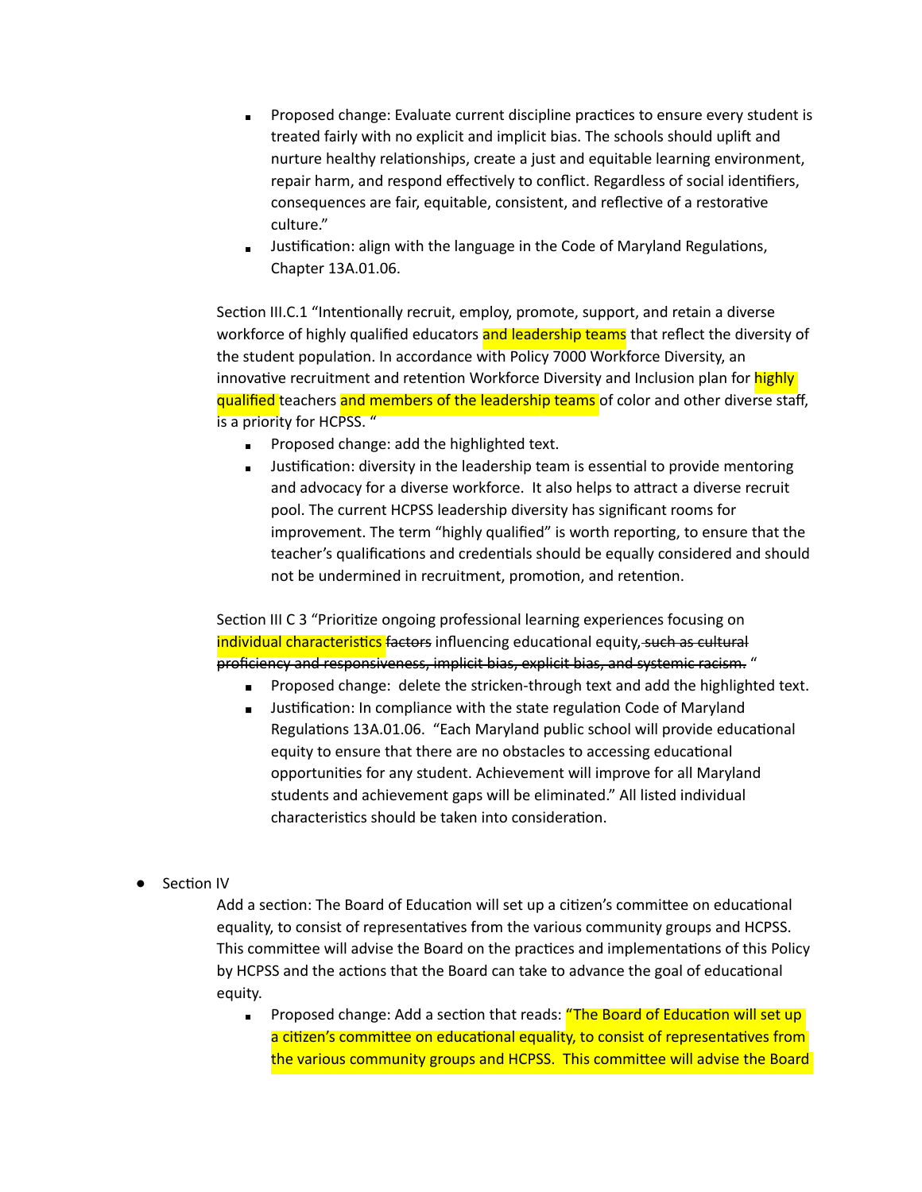- Proposed change: Evaluate current discipline practices to ensure every student is treated fairly with no explicit and implicit bias. The schools should uplift and nurture healthy relationships, create a just and equitable learning environment, repair harm, and respond effectively to conflict. Regardless of social identifiers, consequences are fair, equitable, consistent, and reflective of a restorative culture."
- Justification: align with the language in the Code of Maryland Regulations, Chapter 13A.01.06.

Section III.C.1 "Intentionally recruit, employ, promote, support, and retain a diverse workforce of highly qualified educators <mark>and leadership teams</mark> that reflect the diversity of the student population. In accordance with Policy 7000 Workforce Diversity, an innovative recruitment and retention Workforce Diversity and Inclusion plan for <mark>highly qualified</mark> teachers <mark>and members of the leadership teams</mark> of color and other diverse staff, is a priority for HCPSS. "

- Proposed change: add the highlighted text.
- Justification: diversity in the leadership team is essential to provide mentoring and advocacy for a diverse workforce. It also helps to attract a diverse recruit pool. The current HCPSS leadership diversity has significant rooms for improvement. The term "highly qualified" is worth reporting, to ensure that the teacher's qualifications and credentials should be equally considered and should not be undermined in recruitment, promotion, and retention.

Section III C 3 "Prioritize ongoing professional learning experiences focusing on <mark>individual characteristics</mark> ~~factors~~ influencing educational equity~~, such as cultural proficiency and responsiveness, implicit bias, explicit bias, and systemic racism.~~ "

- Proposed change: delete the stricken-through text and add the highlighted text.
- Justification: In compliance with the state regulation Code of Maryland Regulations 13A.01.06. "Each Maryland public school will provide educational equity to ensure that there are no obstacles to accessing educational opportunities for any student. Achievement will improve for all Maryland students and achievement gaps will be eliminated." All listed individual characteristics should be taken into consideration.

- Section IV

  Add a section: The Board of Education will set up a citizen's committee on educational equality, to consist of representatives from the various community groups and HCPSS. This committee will advise the Board on the practices and implementations of this Policy by HCPSS and the actions that the Board can take to advance the goal of educational equity.

  - Proposed change: Add a section that reads: <mark>"The Board of Education will set up a citizen's committee on educational equality, to consist of representatives from the various community groups and HCPSS. This committee will advise the Board</mark>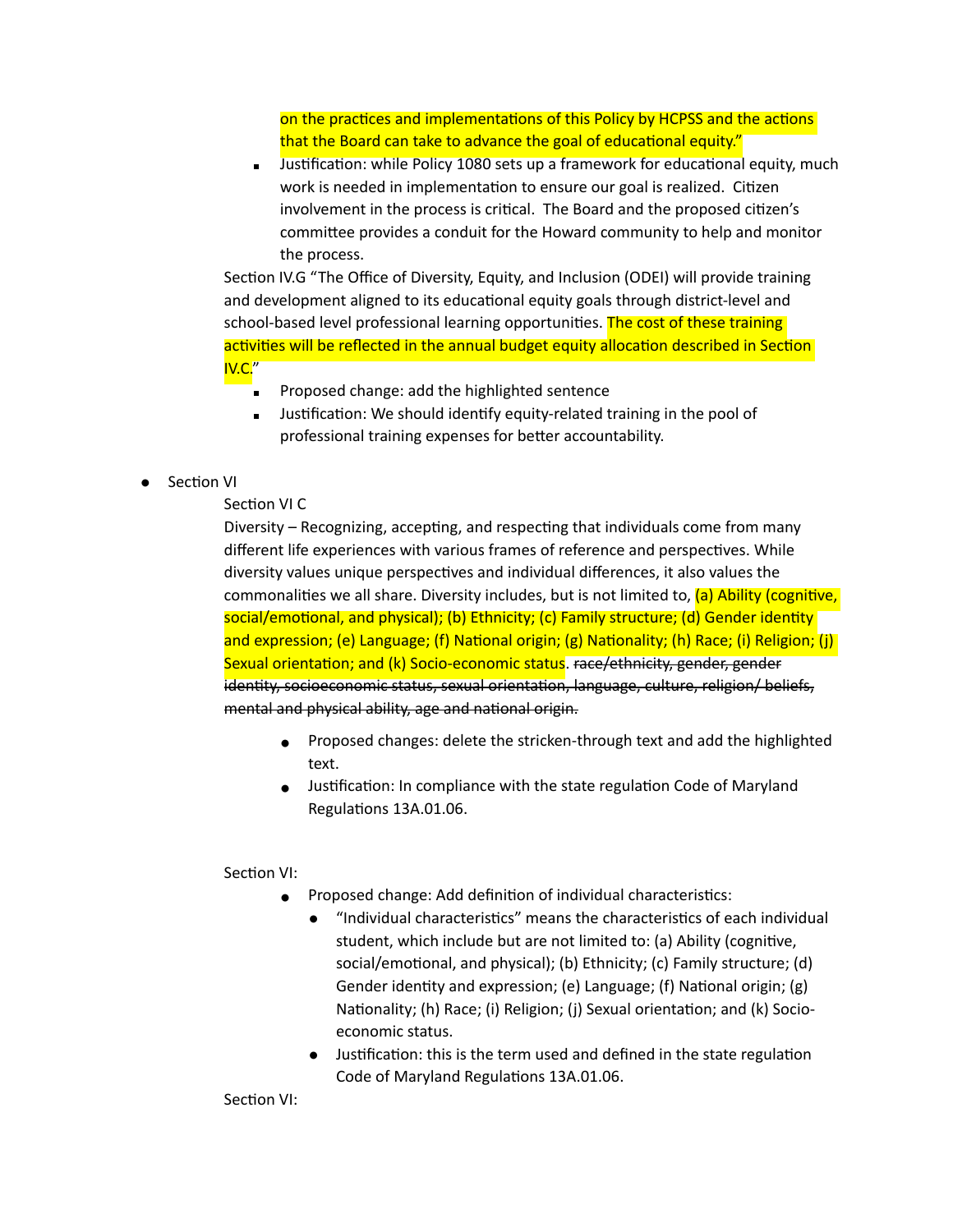on the practices and implementations of this Policy by HCPSS and the actions that the Board can take to advance the goal of educational equity."

- Justification: while Policy 1080 sets up a framework for educational equity, much work is needed in implementation to ensure our goal is realized. Citizen involvement in the process is critical. The Board and the proposed citizen's committee provides a conduit for the Howard community to help and monitor the process.

Section IV.G "The Office of Diversity, Equity, and Inclusion (ODEI) will provide training and development aligned to its educational equity goals through district-level and school-based level professional learning opportunities. The cost of these training activities will be reflected in the annual budget equity allocation described in Section IV.C."

- Proposed change: add the highlighted sentence
- Justification: We should identify equity-related training in the pool of professional training expenses for better accountability.

- Section VI

  Section VI C

  Diversity – Recognizing, accepting, and respecting that individuals come from many different life experiences with various frames of reference and perspectives. While diversity values unique perspectives and individual differences, it also values the commonalities we all share. Diversity includes, but is not limited to, (a) Ability (cognitive, social/emotional, and physical); (b) Ethnicity; (c) Family structure; (d) Gender identity and expression; (e) Language; (f) National origin; (g) Nationality; (h) Race; (i) Religion; (j) Sexual orientation; and (k) Socio-economic status. ~~race/ethnicity, gender, gender identity, socioeconomic status, sexual orientation, language, culture, religion/ beliefs, mental and physical ability, age and national origin.~~

  - Proposed changes: delete the stricken-through text and add the highlighted text.
  - Justification: In compliance with the state regulation Code of Maryland Regulations 13A.01.06.

  Section VI:

  - Proposed change: Add definition of individual characteristics:
    - "Individual characteristics" means the characteristics of each individual student, which include but are not limited to: (a) Ability (cognitive, social/emotional, and physical); (b) Ethnicity; (c) Family structure; (d) Gender identity and expression; (e) Language; (f) National origin; (g) Nationality; (h) Race; (i) Religion; (j) Sexual orientation; and (k) Socio-economic status.
    - Justification: this is the term used and defined in the state regulation Code of Maryland Regulations 13A.01.06.

  Section VI: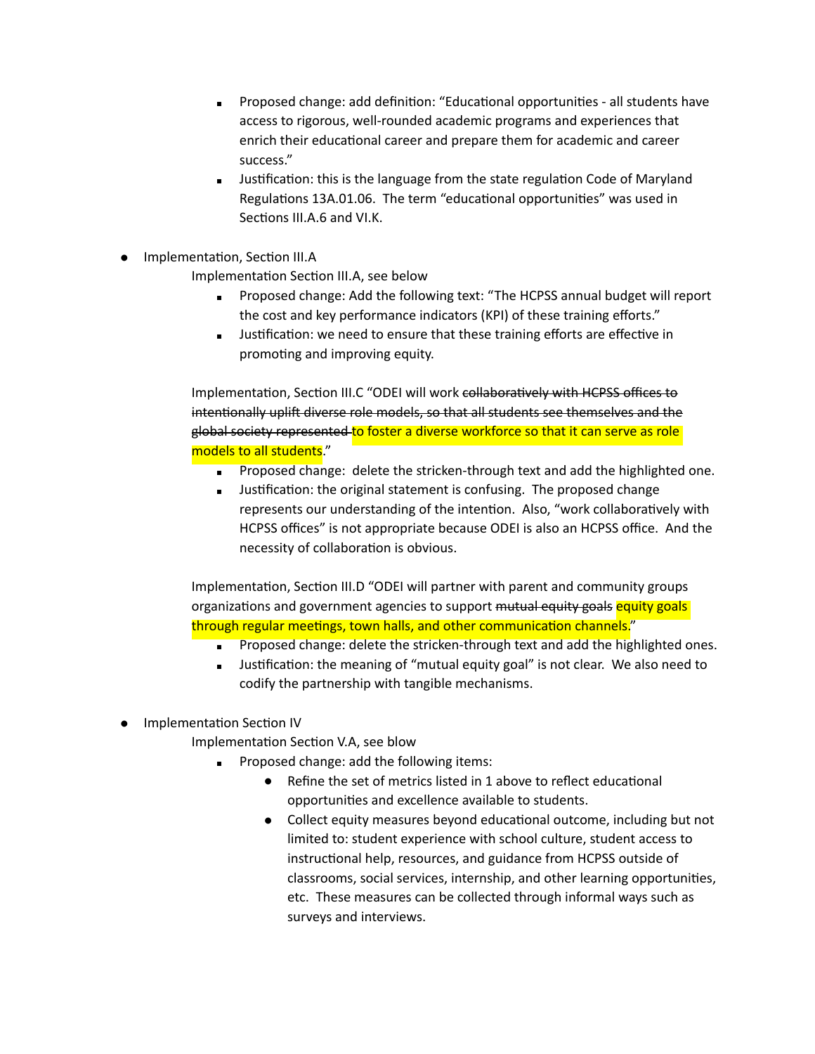- Proposed change: add definition: "Educational opportunities - all students have access to rigorous, well-rounded academic programs and experiences that enrich their educational career and prepare them for academic and career success."
   - Justification: this is the language from the state regulation Code of Maryland Regulations 13A.01.06. The term "educational opportunities" was used in Sections III.A.6 and VI.K.

- Implementation, Section III.A

  Implementation Section III.A, see below

   - Proposed change: Add the following text: "The HCPSS annual budget will report the cost and key performance indicators (KPI) of these training efforts."
   - Justification: we need to ensure that these training efforts are effective in promoting and improving equity.

  Implementation, Section III.C "ODEI will work ~~collaboratively with HCPSS offices to intentionally uplift diverse role models, so that all students see themselves and the global society represented~~ to foster a diverse workforce so that it can serve as role models to all students."

   - Proposed change: delete the stricken-through text and add the highlighted one.
   - Justification: the original statement is confusing. The proposed change represents our understanding of the intention. Also, "work collaboratively with HCPSS offices" is not appropriate because ODEI is also an HCPSS office. And the necessity of collaboration is obvious.

  Implementation, Section III.D "ODEI will partner with parent and community groups organizations and government agencies to support ~~mutual equity goals~~ equity goals through regular meetings, town halls, and other communication channels."

   - Proposed change: delete the stricken-through text and add the highlighted ones.
   - Justification: the meaning of "mutual equity goal" is not clear. We also need to codify the partnership with tangible mechanisms.

- Implementation Section IV

  Implementation Section V.A, see blow

   - Proposed change: add the following items:
     - Refine the set of metrics listed in 1 above to reflect educational opportunities and excellence available to students.
     - Collect equity measures beyond educational outcome, including but not limited to: student experience with school culture, student access to instructional help, resources, and guidance from HCPSS outside of classrooms, social services, internship, and other learning opportunities, etc. These measures can be collected through informal ways such as surveys and interviews.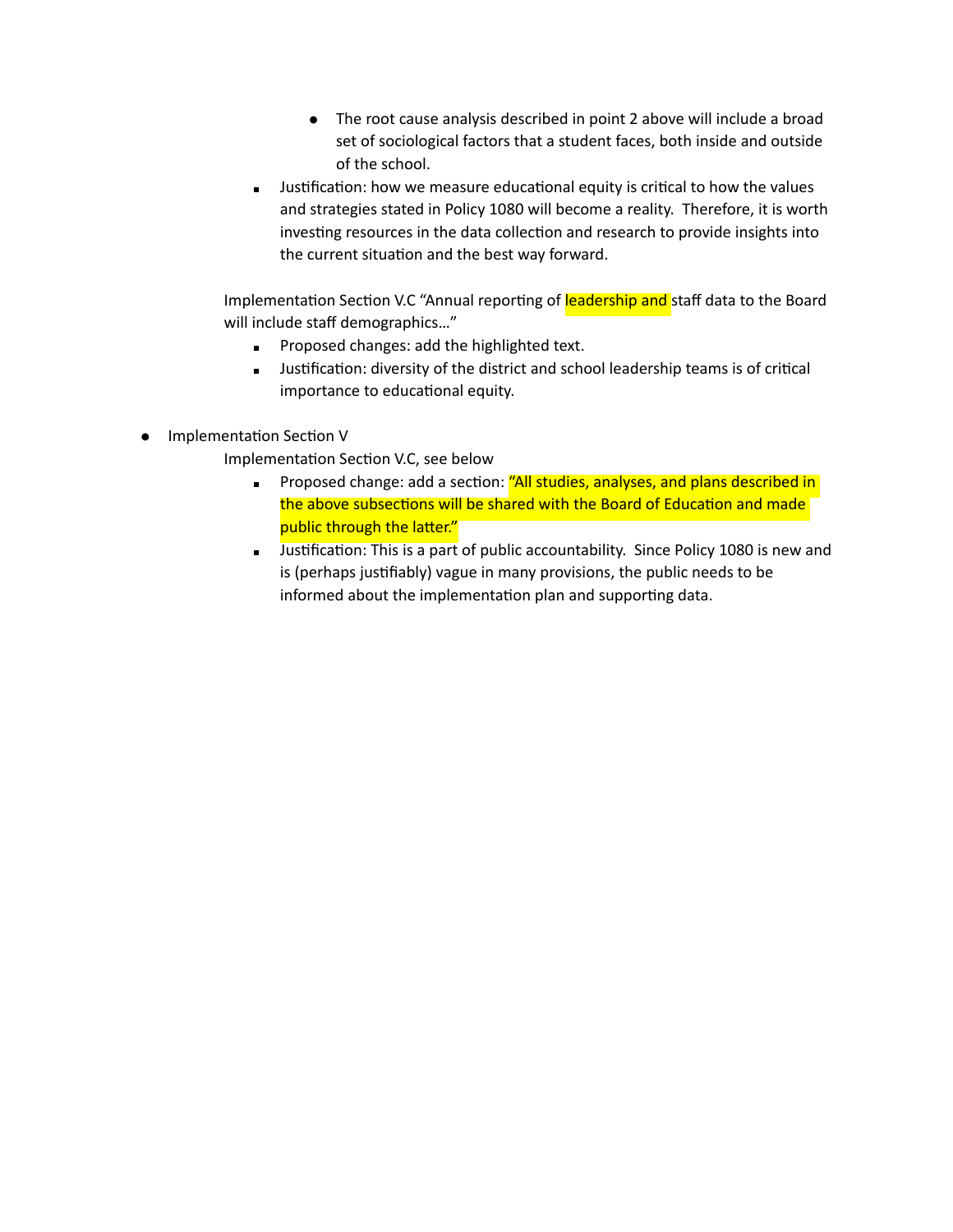- The root cause analysis described in point 2 above will include a broad set of sociological factors that a student faces, both inside and outside of the school.
  - Justification: how we measure educational equity is critical to how the values and strategies stated in Policy 1080 will become a reality. Therefore, it is worth investing resources in the data collection and research to provide insights into the current situation and the best way forward.

Implementation Section V.C "Annual reporting of leadership and staff data to the Board will include staff demographics…"

- Proposed changes: add the highlighted text.
- Justification: diversity of the district and school leadership teams is of critical importance to educational equity.

- Implementation Section V

  Implementation Section V.C, see below

  - Proposed change: add a section: "All studies, analyses, and plans described in the above subsections will be shared with the Board of Education and made public through the latter."
  - Justification: This is a part of public accountability. Since Policy 1080 is new and is (perhaps justifiably) vague in many provisions, the public needs to be informed about the implementation plan and supporting data.